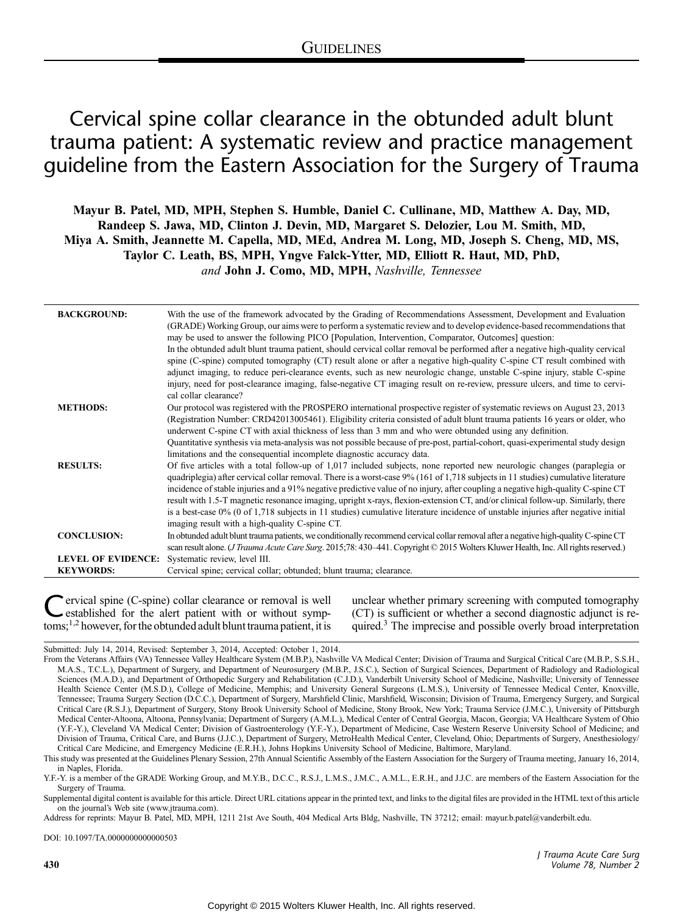GUIDELINES

# Cervical spine collar clearance in the obtunded adult blunt trauma patient: A systematic review and practice management guideline from the Eastern Association for the Surgery of Trauma

**Mayur B. Patel, MD, MPH, Stephen S. Humble, Daniel C. Cullinane, MD, Matthew A. Day, MD, Randeep S. Jawa, MD, Clinton J. Devin, MD, Margaret S. Delozier, Lou M. Smith, MD, Miya A. Smith, Jeannette M. Capella, MD, MEd, Andrea M. Long, MD, Joseph S. Cheng, MD, MS, Taylor C. Leath, BS, MPH, Yngve Falck-Ytter, MD, Elliott R. Haut, MD, PhD,** *and* **John J. Como, MD, MPH,** *Nashville, Tennessee*

**BACKGROUND:** With the use of the framework advocated by the Grading of Recommendations Assessment, Development and Evaluation (GRADE) Working Group, our aims were to perform a systematic review and to develop evidence-based recommendations that may be used to answer the following PICO [Population, Intervention, Comparator, Outcomes] question:
In the obtunded adult blunt trauma patient, should cervical collar removal be performed after a negative high-quality cervical spine (C-spine) computed tomography (CT) result alone or after a negative high-quality C-spine CT result combined with adjunct imaging, to reduce peri-clearance events, such as new neurologic change, unstable C-spine injury, stable C-spine injury, need for post-clearance imaging, false-negative CT imaging result on re-review, pressure ulcers, and time to cervical collar clearance?

**METHODS:** Our protocol was registered with the PROSPERO international prospective register of systematic reviews on August 23, 2013 (Registration Number: CRD42013005461). Eligibility criteria consisted of adult blunt trauma patients 16 years or older, who underwent C-spine CT with axial thickness of less than 3 mm and who were obtunded using any definition.
Quantitative synthesis via meta-analysis was not possible because of pre-post, partial-cohort, quasi-experimental study design limitations and the consequential incomplete diagnostic accuracy data.

**RESULTS:** Of five articles with a total follow-up of 1,017 included subjects, none reported new neurologic changes (paraplegia or quadriplegia) after cervical collar removal. There is a worst-case 9% (161 of 1,718 subjects in 11 studies) cumulative literature incidence of stable injuries and a 91% negative predictive value of no injury, after coupling a negative high-quality C-spine CT result with 1.5-T magnetic resonance imaging, upright x-rays, flexion-extension CT, and/or clinical follow-up. Similarly, there is a best-case 0% (0 of 1,718 subjects in 11 studies) cumulative literature incidence of unstable injuries after negative initial imaging result with a high-quality C-spine CT.

**CONCLUSION:** In obtunded adult blunt trauma patients, we conditionally recommend cervical collar removal after a negative high-quality C-spine CT scan result alone. (*J Trauma Acute Care Surg*. 2015;78: 430–441. Copyright © 2015 Wolters Kluwer Health, Inc. All rights reserved.)

**LEVEL OF EVIDENCE:** Systematic review, level III.

**KEYWORDS:** Cervical spine; cervical collar; obtunded; blunt trauma; clearance.

Cervical spine (C-spine) collar clearance or removal is well established for the alert patient with or without symptoms;[1,2] however, for the obtunded adult blunt trauma patient, it is unclear whether primary screening with computed tomography (CT) is sufficient or whether a second diagnostic adjunct is required.[3] The imprecise and possible overly broad interpretation

Submitted: July 14, 2014, Revised: September 3, 2014, Accepted: October 1, 2014.

From the Veterans Affairs (VA) Tennessee Valley Healthcare System (M.B.P.), Nashville VA Medical Center; Division of Trauma and Surgical Critical Care (M.B.P., S.S.H., M.A.S., T.C.L.), Department of Surgery, and Department of Neurosurgery (M.B.P., J.S.C.), Section of Surgical Sciences, Department of Radiology and Radiological Sciences (M.A.D.), and Department of Orthopedic Surgery and Rehabilitation (C.J.D.), Vanderbilt University School of Medicine, Nashville; University of Tennessee Health Science Center (M.S.D.), College of Medicine, Memphis; and University General Surgeons (L.M.S.), University of Tennessee Medical Center, Knoxville, Tennessee; Trauma Surgery Section (D.C.C.), Department of Surgery, Marshfield Clinic, Marshfield, Wisconsin; Division of Trauma, Emergency Surgery, and Surgical Critical Care (R.S.J.), Department of Surgery, Stony Brook University School of Medicine, Stony Brook, New York; Trauma Service (J.M.C.), University of Pittsburgh Medical Center-Altoona, Altoona, Pennsylvania; Department of Surgery (A.M.L.), Medical Center of Central Georgia, Macon, Georgia; VA Healthcare System of Ohio (Y.F.-Y.), Cleveland VA Medical Center; Division of Gastroenterology (Y.F.-Y.), Department of Medicine, Case Western Reserve University School of Medicine; and Division of Trauma, Critical Care, and Burns (J.J.C.), Department of Surgery, MetroHealth Medical Center, Cleveland, Ohio; Departments of Surgery, Anesthesiology/Critical Care Medicine, and Emergency Medicine (E.R.H.), Johns Hopkins University School of Medicine, Baltimore, Maryland.

This study was presented at the Guidelines Plenary Session, 27th Annual Scientific Assembly of the Eastern Association for the Surgery of Trauma meeting, January 16, 2014, in Naples, Florida.

Y.F.-Y. is a member of the GRADE Working Group, and M.Y.B., D.C.C., R.S.J., L.M.S., J.M.C., A.M.L., E.R.H., and J.J.C. are members of the Eastern Association for the Surgery of Trauma.

Supplemental digital content is available for this article. Direct URL citations appear in the printed text, and links to the digital files are provided in the HTML text of this article on the journal's Web site (www.jtrauma.com).

Address for reprints: Mayur B. Patel, MD, MPH, 1211 21st Ave South, 404 Medical Arts Bldg, Nashville, TN 37212; email: mayur.b.patel@vanderbilt.edu.

DOI: 10.1097/TA.0000000000000503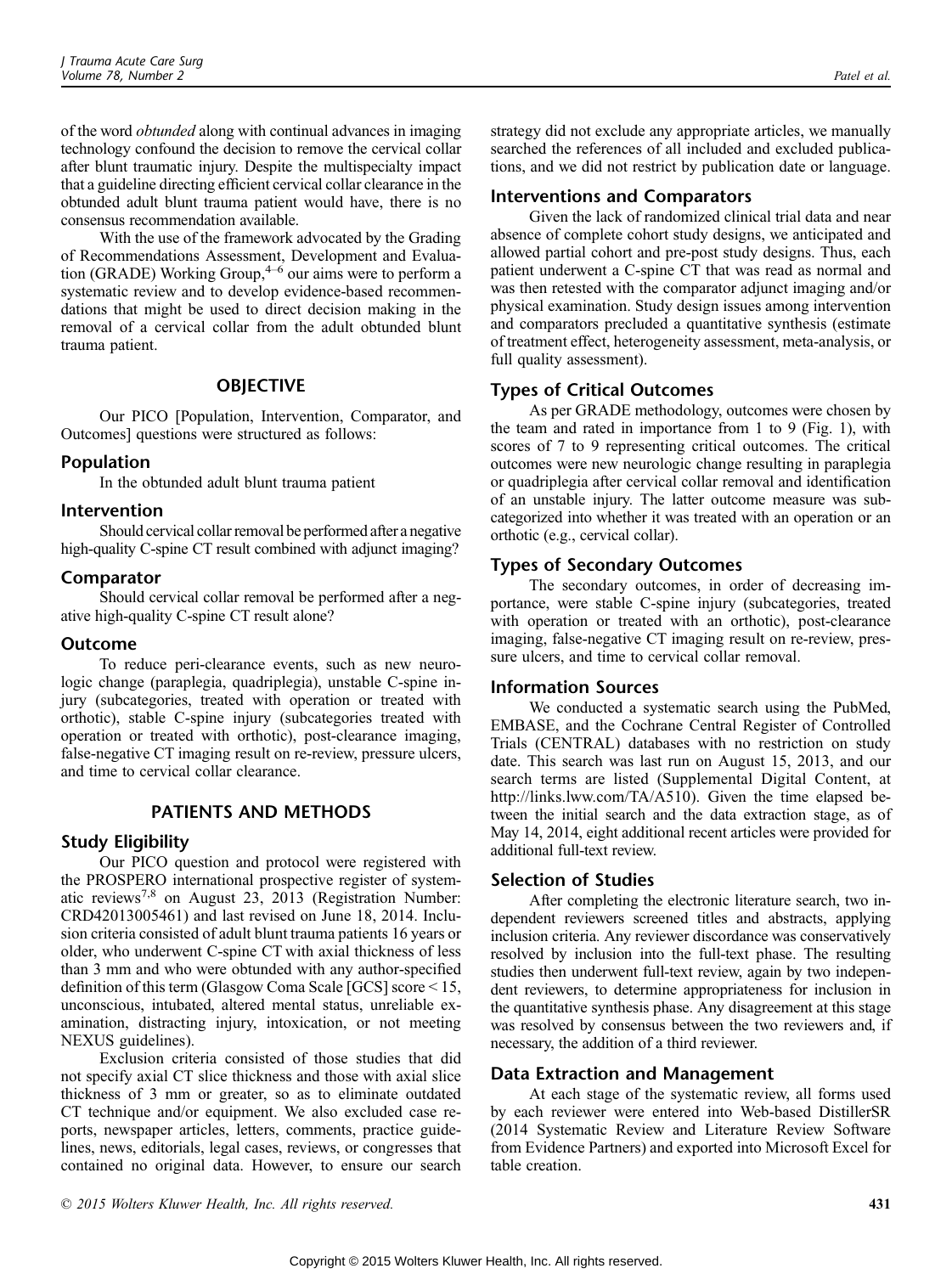of the word *obtunded* along with continual advances in imaging technology confound the decision to remove the cervical collar after blunt traumatic injury. Despite the multispecialty impact that a guideline directing efficient cervical collar clearance in the obtunded adult blunt trauma patient would have, there is no consensus recommendation available.

With the use of the framework advocated by the Grading of Recommendations Assessment, Development and Evaluation (GRADE) Working Group,[4–6] our aims were to perform a systematic review and to develop evidence-based recommendations that might be used to direct decision making in the removal of a cervical collar from the adult obtunded blunt trauma patient.

## OBJECTIVE

Our PICO [Population, Intervention, Comparator, and Outcomes] questions were structured as follows:

### Population

In the obtunded adult blunt trauma patient

### Intervention

Should cervical collar removal be performed after a negative high-quality C-spine CT result combined with adjunct imaging?

### Comparator

Should cervical collar removal be performed after a negative high-quality C-spine CT result alone?

### Outcome

To reduce peri-clearance events, such as new neurologic change (paraplegia, quadriplegia), unstable C-spine injury (subcategories, treated with operation or treated with orthotic), stable C-spine injury (subcategories treated with operation or treated with orthotic), post-clearance imaging, false-negative CT imaging result on re-review, pressure ulcers, and time to cervical collar clearance.

## PATIENTS AND METHODS

### Study Eligibility

Our PICO question and protocol were registered with the PROSPERO international prospective register of systematic reviews[7,8] on August 23, 2013 (Registration Number: CRD42013005461) and last revised on June 18, 2014. Inclusion criteria consisted of adult blunt trauma patients 16 years or older, who underwent C-spine CT with axial thickness of less than 3 mm and who were obtunded with any author-specified definition of this term (Glasgow Coma Scale [GCS] score < 15, unconscious, intubated, altered mental status, unreliable examination, distracting injury, intoxication, or not meeting NEXUS guidelines).

Exclusion criteria consisted of those studies that did not specify axial CT slice thickness and those with axial slice thickness of 3 mm or greater, so as to eliminate outdated CT technique and/or equipment. We also excluded case reports, newspaper articles, letters, comments, practice guidelines, news, editorials, legal cases, reviews, or congresses that contained no original data. However, to ensure our search strategy did not exclude any appropriate articles, we manually searched the references of all included and excluded publications, and we did not restrict by publication date or language.

### Interventions and Comparators

Given the lack of randomized clinical trial data and near absence of complete cohort study designs, we anticipated and allowed partial cohort and pre-post study designs. Thus, each patient underwent a C-spine CT that was read as normal and was then retested with the comparator adjunct imaging and/or physical examination. Study design issues among intervention and comparators precluded a quantitative synthesis (estimate of treatment effect, heterogeneity assessment, meta-analysis, or full quality assessment).

### Types of Critical Outcomes

As per GRADE methodology, outcomes were chosen by the team and rated in importance from 1 to 9 (Fig. 1), with scores of 7 to 9 representing critical outcomes. The critical outcomes were new neurologic change resulting in paraplegia or quadriplegia after cervical collar removal and identification of an unstable injury. The latter outcome measure was subcategorized into whether it was treated with an operation or an orthotic (e.g., cervical collar).

### Types of Secondary Outcomes

The secondary outcomes, in order of decreasing importance, were stable C-spine injury (subcategories, treated with operation or treated with an orthotic), post-clearance imaging, false-negative CT imaging result on re-review, pressure ulcers, and time to cervical collar removal.

### Information Sources

We conducted a systematic search using the PubMed, EMBASE, and the Cochrane Central Register of Controlled Trials (CENTRAL) databases with no restriction on study date. This search was last run on August 15, 2013, and our search terms are listed (Supplemental Digital Content, at http://links.lww.com/TA/A510). Given the time elapsed between the initial search and the data extraction stage, as of May 14, 2014, eight additional recent articles were provided for additional full-text review.

### Selection of Studies

After completing the electronic literature search, two independent reviewers screened titles and abstracts, applying inclusion criteria. Any reviewer discordance was conservatively resolved by inclusion into the full-text phase. The resulting studies then underwent full-text review, again by two independent reviewers, to determine appropriateness for inclusion in the quantitative synthesis phase. Any disagreement at this stage was resolved by consensus between the two reviewers and, if necessary, the addition of a third reviewer.

### Data Extraction and Management

At each stage of the systematic review, all forms used by each reviewer were entered into Web-based DistillerSR (2014 Systematic Review and Literature Review Software from Evidence Partners) and exported into Microsoft Excel for table creation.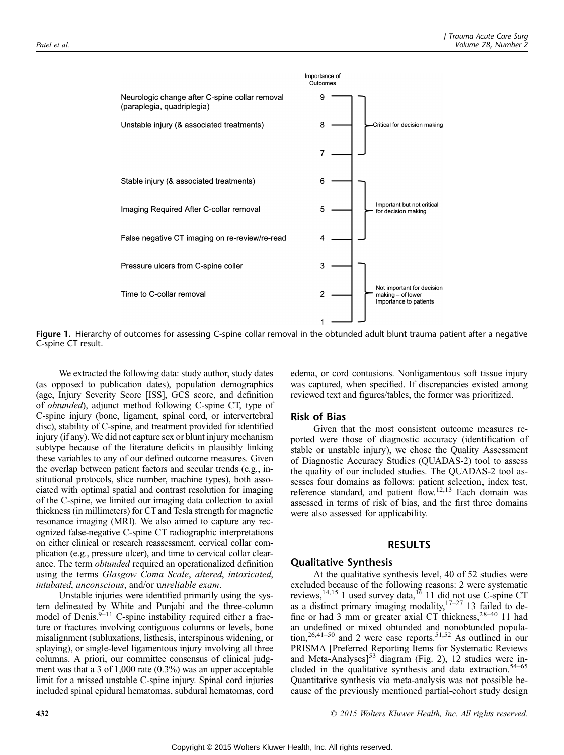Importance of Outcomes

| Outcome | Importance of Outcomes | |
|---|---|---|
| Neurologic change after C-spine collar removal (paraplegia, quadriplegia) | 9 | Critical for decision making |
| Unstable injury (& associated treatments) | 8 | |
| | 7 | |
| Stable injury (& associated treatments) | 6 | Important but not critical for decision making |
| Imaging Required After C-collar removal | 5 | |
| False negative CT imaging on re-review/re-read | 4 | |
| Pressure ulcers from C-spine coller | 3 | Not important for decision making – of lower Importance to patients |
| Time to C-collar removal | 2 | |
| | 1 | |

**Figure 1.** Hierarchy of outcomes for assessing C-spine collar removal in the obtunded adult blunt trauma patient after a negative C-spine CT result.

We extracted the following data: study author, study dates (as opposed to publication dates), population demographics (age, Injury Severity Score [ISS], GCS score, and definition of *obtunded*), adjunct method following C-spine CT, type of C-spine injury (bone, ligament, spinal cord, or intervertebral disc), stability of C-spine, and treatment provided for identified injury (if any). We did not capture sex or blunt injury mechanism subtype because of the literature deficits in plausibly linking these variables to any of our defined outcome measures. Given the overlap between patient factors and secular trends (e.g., institutional protocols, slice number, machine types), both associated with optimal spatial and contrast resolution for imaging of the C-spine, we limited our imaging data collection to axial thickness (in millimeters) for CT and Tesla strength for magnetic resonance imaging (MRI). We also aimed to capture any recognized false-negative C-spine CT radiographic interpretations on either clinical or research reassessment, cervical collar complication (e.g., pressure ulcer), and time to cervical collar clearance. The term *obtunded* required an operationalized definition using the terms *Glasgow Coma Scale*, *altered*, *intoxicated*, *intubated*, *unconscious*, and/or u*nreliable exam*.

Unstable injuries were identified primarily using the system delineated by White and Punjabi and the three-column model of Denis.[9–11] C-spine instability required either a fracture or fractures involving contiguous columns or levels, bone misalignment (subluxations, listhesis, interspinous widening, or splaying), or single-level ligamentous injury involving all three columns. A priori, our committee consensus of clinical judgment was that a 3 of 1,000 rate (0.3%) was an upper acceptable limit for a missed unstable C-spine injury. Spinal cord injuries included spinal epidural hematomas, subdural hematomas, cord edema, or cord contusions. Nonligamentous soft tissue injury was captured, when specified. If discrepancies existed among reviewed text and figures/tables, the former was prioritized.

## Risk of Bias

Given that the most consistent outcome measures reported were those of diagnostic accuracy (identification of stable or unstable injury), we chose the Quality Assessment of Diagnostic Accuracy Studies (QUADAS-2) tool to assess the quality of our included studies. The QUADAS-2 tool assesses four domains as follows: patient selection, index test, reference standard, and patient flow.[12,13] Each domain was assessed in terms of risk of bias, and the first three domains were also assessed for applicability.

# RESULTS

## Qualitative Synthesis

At the qualitative synthesis level, 40 of 52 studies were excluded because of the following reasons: 2 were systematic reviews,[14,15] 1 used survey data,[16] 11 did not use C-spine CT as a distinct primary imaging modality,[17–27] 13 failed to define or had 3 mm or greater axial CT thickness,[28–40] 11 had an undefined or mixed obtunded and nonobtunded population,[26,41–50] and 2 were case reports.[51,52] As outlined in our PRISMA [Preferred Reporting Items for Systematic Reviews and Meta-Analyses][53] diagram (Fig. 2), 12 studies were included in the qualitative synthesis and data extraction.[54–65] Quantitative synthesis via meta-analysis was not possible because of the previously mentioned partial-cohort study design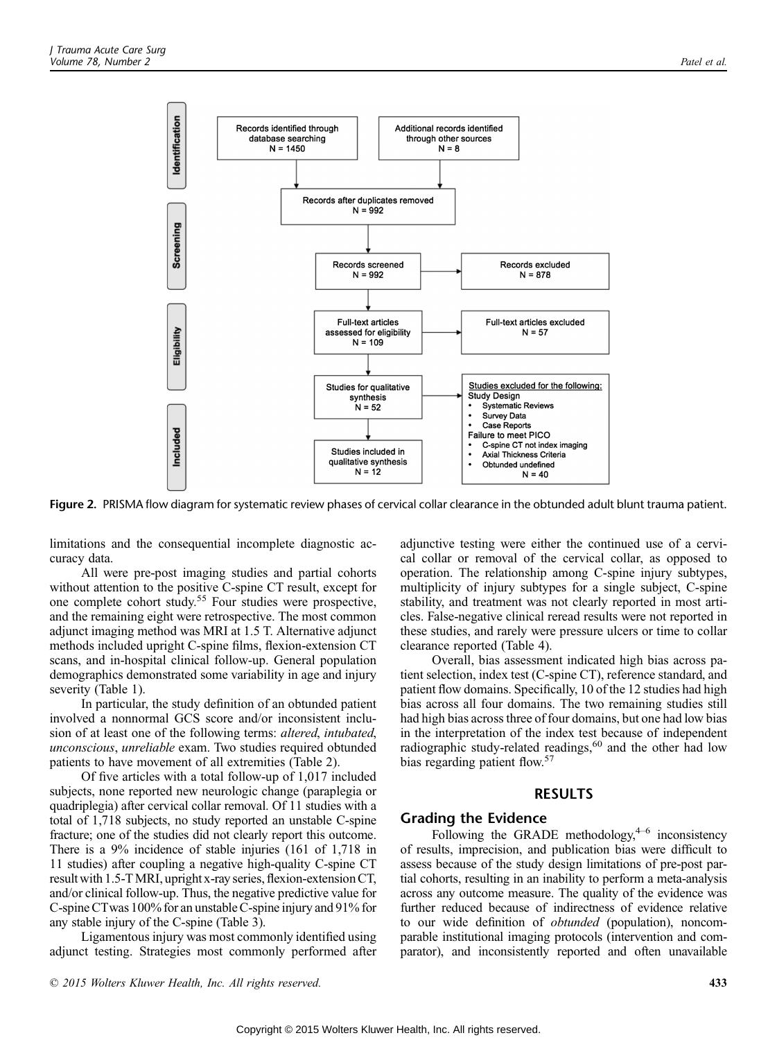Figure 2. PRISMA flow diagram for systematic review phases of cervical collar clearance in the obtunded adult blunt trauma patient.

limitations and the consequential incomplete diagnostic accuracy data.

All were pre-post imaging studies and partial cohorts without attention to the positive C-spine CT result, except for one complete cohort study.[55] Four studies were prospective, and the remaining eight were retrospective. The most common adjunct imaging method was MRI at 1.5 T. Alternative adjunct methods included upright C-spine films, flexion-extension CT scans, and in-hospital clinical follow-up. General population demographics demonstrated some variability in age and injury severity (Table 1).

In particular, the study definition of an obtunded patient involved a nonnormal GCS score and/or inconsistent inclusion of at least one of the following terms: *altered*, *intubated*, *unconscious*, *unreliable* exam. Two studies required obtunded patients to have movement of all extremities (Table 2).

Of five articles with a total follow-up of 1,017 included subjects, none reported new neurologic change (paraplegia or quadriplegia) after cervical collar removal. Of 11 studies with a total of 1,718 subjects, no study reported an unstable C-spine fracture; one of the studies did not clearly report this outcome. There is a 9% incidence of stable injuries (161 of 1,718 in 11 studies) after coupling a negative high-quality C-spine CT result with 1.5-T MRI, upright x-ray series, flexion-extension CT, and/or clinical follow-up. Thus, the negative predictive value for C-spine CT was 100% for an unstable C-spine injury and 91% for any stable injury of the C-spine (Table 3).

Ligamentous injury was most commonly identified using adjunct testing. Strategies most commonly performed after adjunctive testing were either the continued use of a cervical collar or removal of the cervical collar, as opposed to operation. The relationship among C-spine injury subtypes, multiplicity of injury subtypes for a single subject, C-spine stability, and treatment was not clearly reported in most articles. False-negative clinical reread results were not reported in these studies, and rarely were pressure ulcers or time to collar clearance reported (Table 4).

Overall, bias assessment indicated high bias across patient selection, index test (C-spine CT), reference standard, and patient flow domains. Specifically, 10 of the 12 studies had high bias across all four domains. The two remaining studies still had high bias across three of four domains, but one had low bias in the interpretation of the index test because of independent radiographic study-related readings,[60] and the other had low bias regarding patient flow.[57]

## RESULTS

### Grading the Evidence

Following the GRADE methodology,[4–6] inconsistency of results, imprecision, and publication bias were difficult to assess because of the study design limitations of pre-post partial cohorts, resulting in an inability to perform a meta-analysis across any outcome measure. The quality of the evidence was further reduced because of indirectness of evidence relative to our wide definition of *obtunded* (population), noncomparable institutional imaging protocols (intervention and comparator), and inconsistently reported and often unavailable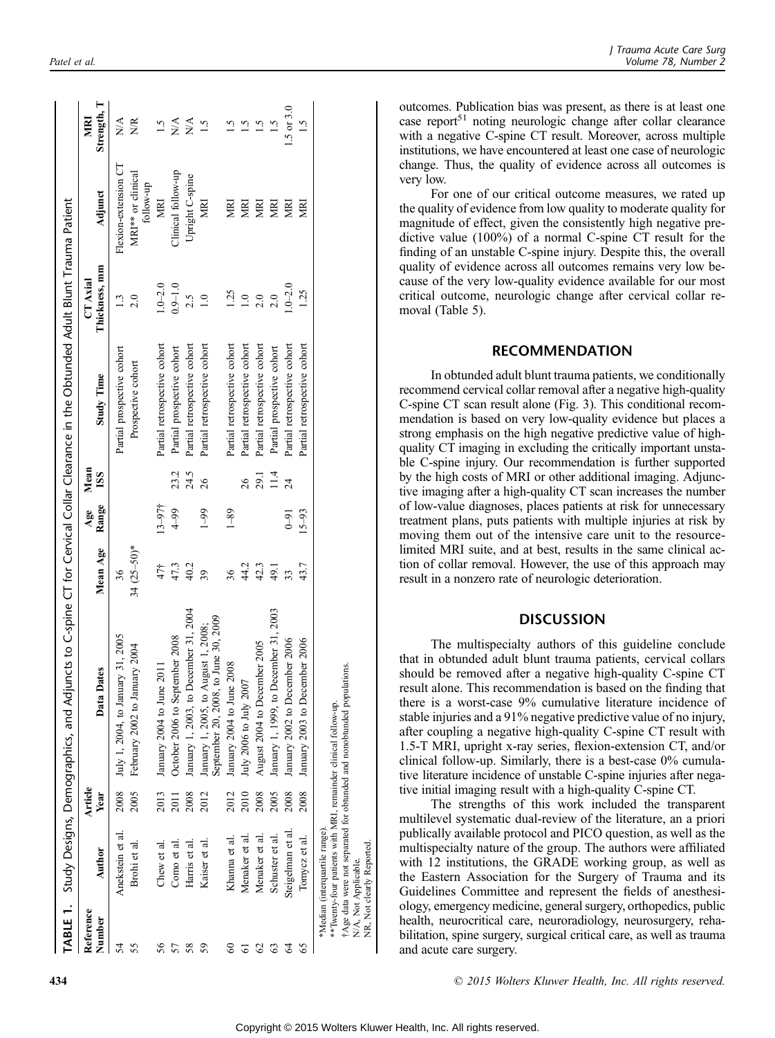**TABLE 1.** Study Designs, Demographics, and Adjuncts to C-spine CT for Cervical Collar Clearance in the Obtunded Adult Blunt Trauma Patient

| Reference Number | Author | Article Year | Data Dates | Mean Age | Age Range | Mean ISS | Study Time | CT Axial Thickness, mm | Adjunct | MRI Strength, T |
|---|---|---|---|---|---|---|---|---|---|---|
| 54 | Anekstein et al. | 2008 | July 1, 2004, to January 31, 2005 | 36 | | | Partial prospective cohort | 1.3 | Flexion-extension CT | N/A |
| 55 | Brohi et al. | 2005 | February 2002 to January 2004 | 34 (25–50)* | | | Prospective cohort | 2.0 | MRI** or clinical follow-up | NR |
| 56 | Chew et al. | 2013 | January 2004 to June 2011 | 47† | 13–97† | | Partial retrospective cohort | 1.0–2.0 | MRI | 1.5 |
| 57 | Como et al. | 2011 | October 2006 to September 2008 | 47.3 | 4–99 | 23.2 | Partial prospective cohort | 0.9–1.0 | Clinical follow-up | N/A |
| 58 | Harris et al. | 2008 | January 1, 2003, to December 31, 2004 | 40.2 | | 24.5 | Partial retrospective cohort | 2.5 | Upright C-spine | N/A |
| 59 | Kaiser et al. | 2012 | January 1, 2005, to August 1, 2008; September 20, 2008, to June 30, 2009 | 39 | 1–99 | 26 | Partial retrospective cohort | 1.0 | MRI | 1.5 |
| 60 | Khanna et al. | 2012 | January 2004 to June 2008 | 36 | 1–89 | | Partial retrospective cohort | 1.25 | MRI | 1.5 |
| 61 | Menaker et al. | 2010 | July 2006 to July 2007 | 44.2 | | 26 | Partial retrospective cohort | 1.0 | MRI | 1.5 |
| 62 | Menaker et al. | 2008 | August 2004 to December 2005 | 42.3 | | 29.1 | Partial retrospective cohort | 2.0 | MRI | 1.5 |
| 63 | Schuster et al. | 2005 | January 1, 1999, to December 31, 2003 | 49.1 | | 11.4 | Partial prospective cohort | 2.0 | MRI | 1.5 |
| 64 | Steigelman et al. | 2008 | January 2002 to December 2006 | 33 | 0–91 | 24 | Partial retrospective cohort | 1.0–2.0 | MRI | 1.5 or 3.0 |
| 65 | Tomycz et al. | 2008 | January 2003 to December 2006 | 43.7 | 15–93 | | Partial retrospective cohort | 1.25 | MRI | 1.5 |

*Median (interquartile range).
**Twenty-four patients with MRI, remainder clinical follow-up.
†Age data were not separated for obtunded and nonobtunded populations.
N/A, Not Applicable.
NR, Not clearly Reported.

outcomes. Publication bias was present, as there is at least one case report[51] noting neurologic change after collar clearance with a negative C-spine CT result. Moreover, across multiple institutions, we have encountered at least one case of neurologic change. Thus, the quality of evidence across all outcomes is very low.

For one of our critical outcome measures, we rated up the quality of evidence from low quality to moderate quality for magnitude of effect, given the consistently high negative predictive value (100%) of a normal C-spine CT result for the finding of an unstable C-spine injury. Despite this, the overall quality of evidence across all outcomes remains very low because of the very low-quality evidence available for our most critical outcome, neurologic change after cervical collar removal (Table 5).

## RECOMMENDATION

In obtunded adult blunt trauma patients, we conditionally recommend cervical collar removal after a negative high-quality C-spine CT scan result alone (Fig. 3). This conditional recommendation is based on very low-quality evidence but places a strong emphasis on the high negative predictive value of high-quality CT imaging in excluding the critically important unstable C-spine injury. Our recommendation is further supported by the high costs of MRI or other additional imaging. Adjunctive imaging after a high-quality CT scan increases the number of low-value diagnoses, places patients at risk for unnecessary treatment plans, puts patients with multiple injuries at risk by moving them out of the intensive care unit to the resource-limited MRI suite, and at best, results in the same clinical action of collar removal. However, the use of this approach may result in a nonzero rate of neurologic deterioration.

## DISCUSSION

The multispecialty authors of this guideline conclude that in obtunded adult blunt trauma patients, cervical collars should be removed after a negative high-quality C-spine CT result alone. This recommendation is based on the finding that there is a worst-case 9% cumulative literature incidence of stable injuries and a 91% negative predictive value of no injury, after coupling a negative high-quality C-spine CT result with 1.5-T MRI, upright x-ray series, flexion-extension CT, and/or clinical follow-up. Similarly, there is a best-case 0% cumulative literature incidence of unstable C-spine injuries after negative initial imaging result with a high-quality C-spine CT.

The strengths of this work included the transparent multilevel systematic dual-review of the literature, an a priori publically available protocol and PICO question, as well as the multispecialty nature of the group. The authors were affiliated with 12 institutions, the GRADE working group, as well as the Eastern Association for the Surgery of Trauma and its Guidelines Committee and represent the fields of anesthesiology, emergency medicine, general surgery, orthopedics, public health, neurocritical care, neuroradiology, neurosurgery, rehabilitation, spine surgery, surgical critical care, as well as trauma and acute care surgery.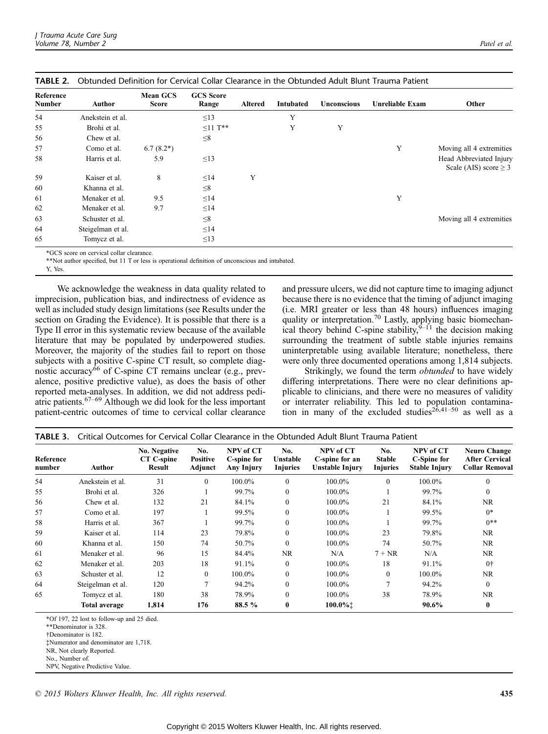**TABLE 2.** Obtunded Definition for Cervical Collar Clearance in the Obtunded Adult Blunt Trauma Patient

| Reference Number | Author | Mean GCS Score | GCS Score Range | Altered | Intubated | Unconscious | Unreliable Exam | Other |
|---|---|---|---|---|---|---|---|---|
| 54 | Anekstein et al. | | ≤13 | | Y | | | |
| 55 | Brohi et al. | | ≤11 T** | | Y | Y | | |
| 56 | Chew et al. | | ≤8 | | | | | |
| 57 | Como et al. | 6.7 (8.2*) | | | | | Y | Moving all 4 extremities |
| 58 | Harris et al. | 5.9 | ≤13 | | | | | Head Abbreviated Injury Scale (AIS) score ≥ 3 |
| 59 | Kaiser et al. | 8 | ≤14 | Y | | | | |
| 60 | Khanna et al. | | ≤8 | | | | | |
| 61 | Menaker et al. | 9.5 | ≤14 | | | | Y | |
| 62 | Menaker et al. | 9.7 | ≤14 | | | | | |
| 63 | Schuster et al. | | ≤8 | | | | | Moving all 4 extremities |
| 64 | Steigelman et al. | | ≤14 | | | | | |
| 65 | Tomycz et al. | | ≤13 | | | | | |

*GCS score on cervical collar clearance.
**Not author specified, but 11 T or less is operational definition of unconscious and intubated.
Y, Yes.

We acknowledge the weakness in data quality related to imprecision, publication bias, and indirectness of evidence as well as included study design limitations (see Results under the section on Grading the Evidence). It is possible that there is a Type II error in this systematic review because of the available literature that may be populated by underpowered studies. Moreover, the majority of the studies fail to report on those subjects with a positive C-spine CT result, so complete diagnostic accuracy[66] of C-spine CT remains unclear (e.g., prevalence, positive predictive value), as does the basis of other reported meta-analyses. In addition, we did not address pediatric patients.[67–69] Although we did look for the less important patient-centric outcomes of time to cervical collar clearance and pressure ulcers, we did not capture time to imaging adjunct because there is no evidence that the timing of adjunct imaging (i.e. MRI greater or less than 48 hours) influences imaging quality or interpretation.[70] Lastly, applying basic biomechanical theory behind C-spine stability,[9–11] the decision making surrounding the treatment of subtle stable injuries remains uninterpretable using available literature; nonetheless, there were only three documented operations among 1,814 subjects.

Strikingly, we found the term *obtunded* to have widely differing interpretations. There were no clear definitions applicable to clinicians, and there were no measures of validity or interrater reliability. This led to population contamination in many of the excluded studies[26,41–50] as well as a

**TABLE 3.** Critical Outcomes for Cervical Collar Clearance in the Obtunded Adult Blunt Trauma Patient

| Reference number | Author | No. Negative CT C-spine Result | No. Positive Adjunct | NPV of CT C-spine for Any Injury | No. Unstable Injuries | NPV of CT C-spine for an Unstable Injury | No. Stable Injuries | NPV of CT C-Spine for Stable Injury | Neuro Change After Cervical Collar Removal |
|---|---|---|---|---|---|---|---|---|---|
| 54 | Anekstein et al. | 31 | 0 | 100.0% | 0 | 100.0% | 0 | 100.0% | 0 |
| 55 | Brohi et al. | 326 | 1 | 99.7% | 0 | 100.0% | 1 | 99.7% | 0 |
| 56 | Chew et al. | 132 | 21 | 84.1% | 0 | 100.0% | 21 | 84.1% | NR |
| 57 | Como et al. | 197 | 1 | 99.5% | 0 | 100.0% | 1 | 99.5% | 0* |
| 58 | Harris et al. | 367 | 1 | 99.7% | 0 | 100.0% | 1 | 99.7% | 0** |
| 59 | Kaiser et al. | 114 | 23 | 79.8% | 0 | 100.0% | 23 | 79.8% | NR |
| 60 | Khanna et al. | 150 | 74 | 50.7% | 0 | 100.0% | 74 | 50.7% | NR |
| 61 | Menaker et al. | 96 | 15 | 84.4% | NR | N/A | 7 + NR | N/A | NR |
| 62 | Menaker et al. | 203 | 18 | 91.1% | 0 | 100.0% | 18 | 91.1% | 0† |
| 63 | Schuster et al. | 12 | 0 | 100.0% | 0 | 100.0% | 0 | 100.0% | NR |
| 64 | Steigelman et al. | 120 | 7 | 94.2% | 0 | 100.0% | 7 | 94.2% | 0 |
| 65 | Tomycz et al. | 180 | 38 | 78.9% | 0 | 100.0% | 38 | 78.9% | NR |
| | **Total average** | **1,814** | **176** | **88.5 %** | **0** | **100.0%‡** | | **90.6%** | **0** |

*Of 197, 22 lost to follow-up and 25 died.
**Denominator is 328.
†Denominator is 182.
‡Numerator and denominator are 1,718.
NR, Not clearly Reported.
No., Number of.
NPV, Negative Predictive Value.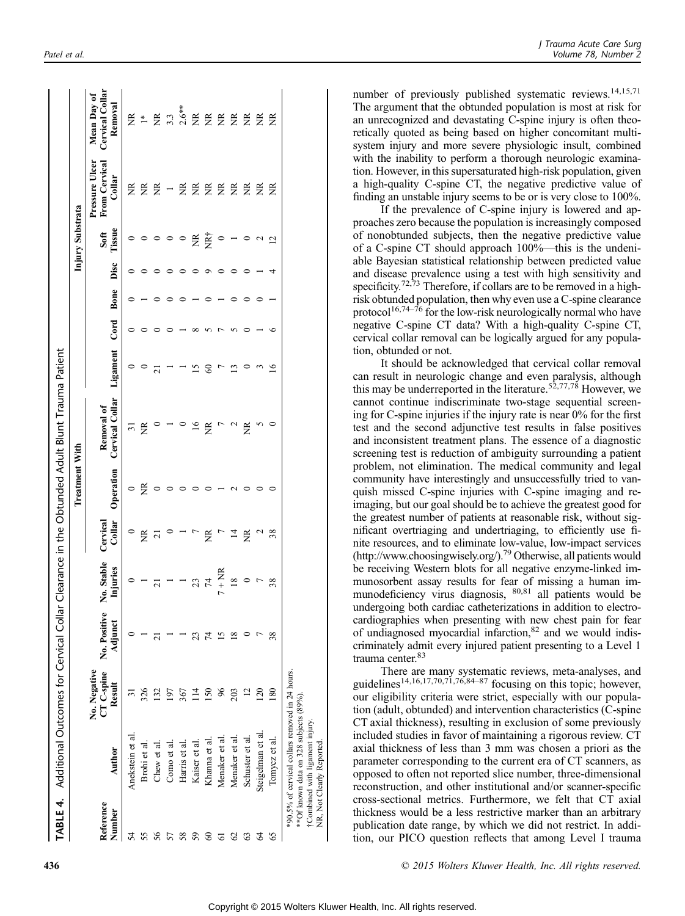**TABLE 4.** Additional Outcomes for Cervical Collar Clearance in the Obtunded Adult Blunt Trauma Patient

| Reference Number | Author | No. Negative C-spine CT Result | No. Positive Adjunct | No. Stable Injuries | Treatment With | | | Injury Substrata | | | | | Pressure Ulcer From Cervical Collar | Mean Day of Cervical Collar Removal |
|---|---|---|---|---|---|---|---|---|---|---|---|---|---|---|
| | | | | | Cervical Collar | Operation | Removal of Cervical Collar | Ligament | Cord | Bone | Disc | Soft Tissue | | |
| 54 | Anekstein et al. | 31 | 0 | 0 | 0 | 0 | 31 | 0 | 0 | 0 | 0 | 0 | NR | NR |
| 55 | Brohi et al. | 326 | 1 | 1 | NR | NR | NR | 0 | 0 | 1 | 0 | 0 | NR | 1* |
| 56 | Chew et al. | 132 | 21 | 21 | 21 | 0 | 0 | 21 | 0 | 0 | 0 | 0 | NR | NR |
| 57 | Como et al. | 197 | 1 | 1 | 0 | 0 | 1 | 1 | 0 | 0 | 0 | 0 | 1 | 3.3 |
| 58 | Harris et al. | 367 | 1 | 1 | 1 | 0 | 0 | 1 | 1 | 0 | 0 | 0 | NR | 2.6** |
| 59 | Kaiser et al. | 114 | 23 | 23 | 7 | 0 | 16 | 15 | 8 | 1 | 0 | NR | NR | NR |
| 60 | Khanna et al. | 150 | 74 | 74 | NR | 0 | NR | 60 | 5 | 0 | 9 | NR† | NR | NR |
| 61 | Menaker et al. | 96 | 15 | 7 + NR | 7 | 1 | 7 | 7 | 7 | 1 | 0 | 0 | NR | NR |
| 62 | Menaker et al. | 203 | 18 | 18 | 14 | 2 | 2 | 13 | 5 | 0 | 0 | 1 | NR | NR |
| 63 | Schuster et al. | 12 | 0 | 0 | NR | 0 | NR | 0 | 0 | 0 | 0 | 0 | NR | NR |
| 64 | Steigelman et al. | 120 | 7 | 7 | 2 | 0 | 5 | 3 | 1 | 0 | 1 | 2 | NR | NR |
| 65 | Tomycz et al. | 180 | 38 | 38 | 38 | 0 | 0 | 16 | 6 | 1 | 4 | 12 | NR | NR |

*90.5% of cervical collars removed in 24 hours.
**Of known data on 328 subjects (89%).
†Combined with ligament injury.
NR, Not Clearly Reported.

number of previously published systematic reviews.[14,15,71] The argument that the obtunded population is most at risk for an unrecognized and devastating C-spine injury is often theoretically quoted as being based on higher concomitant multisystem injury and more severe physiologic insult, combined with the inability to perform a thorough neurologic examination. However, in this supersaturated high-risk population, given a high-quality C-spine CT, the negative predictive value of finding an unstable injury seems to be or is very close to 100%.

If the prevalence of C-spine injury is lowered and approaches zero because the population is increasingly composed of nonobtunded subjects, then the negative predictive value of a C-spine CT should approach 100%—this is the undeniable Bayesian statistical relationship between predicted value and disease prevalence using a test with high sensitivity and specificity.[72,73] Therefore, if collars are to be removed in a high-risk obtunded population, then why even use a C-spine clearance protocol[16,74–76] for the low-risk neurologically normal who have negative C-spine CT data? With a high-quality C-spine CT, cervical collar removal can be logically argued for any population, obtunded or not.

It should be acknowledged that cervical collar removal can result in neurologic change and even paralysis, although this may be underreported in the literature.[52,77,78] However, we cannot continue indiscriminate two-stage sequential screening for C-spine injuries if the injury rate is near 0% for the first test and the second adjunctive test results in false positives and inconsistent treatment plans. The essence of a diagnostic screening test is reduction of ambiguity surrounding a patient problem, not elimination. The medical community and legal community have interestingly and unsuccessfully tried to vanquish missed C-spine injuries with C-spine imaging and reimaging, but our goal should be to achieve the greatest good for the greatest number of patients at reasonable risk, without significant overtriaging and undertriaging, to efficiently use finite resources, and to eliminate low-value, low-impact services (http://www.choosingwisely.org/).[79] Otherwise, all patients would be receiving Western blots for all negative enzyme-linked immunosorbent assay results for fear of missing a human immunodeficiency virus diagnosis,[80,81] all patients would be undergoing both cardiac catheterizations in addition to electrocardiographies when presenting with new chest pain for fear of undiagnosed myocardial infarction,[82] and we would indiscriminately admit every injured patient presenting to a Level 1 trauma center.[83]

There are many systematic reviews, meta-analyses, and guidelines[14,16,17,70,71,76,84–87] focusing on this topic; however, our eligibility criteria were strict, especially with our population (adult, obtunded) and intervention characteristics (C-spine CT axial thickness), resulting in exclusion of some previously included studies in favor of maintaining a rigorous review. CT axial thickness of less than 3 mm was chosen a priori as the parameter corresponding to the current era of CT scanners, as opposed to often not reported slice number, three-dimensional reconstruction, and other institutional and/or scanner-specific cross-sectional metrics. Furthermore, we felt that CT axial thickness would be a less restrictive marker than an arbitrary publication date range, by which we did not restrict. In addition, our PICO question reflects that among Level I trauma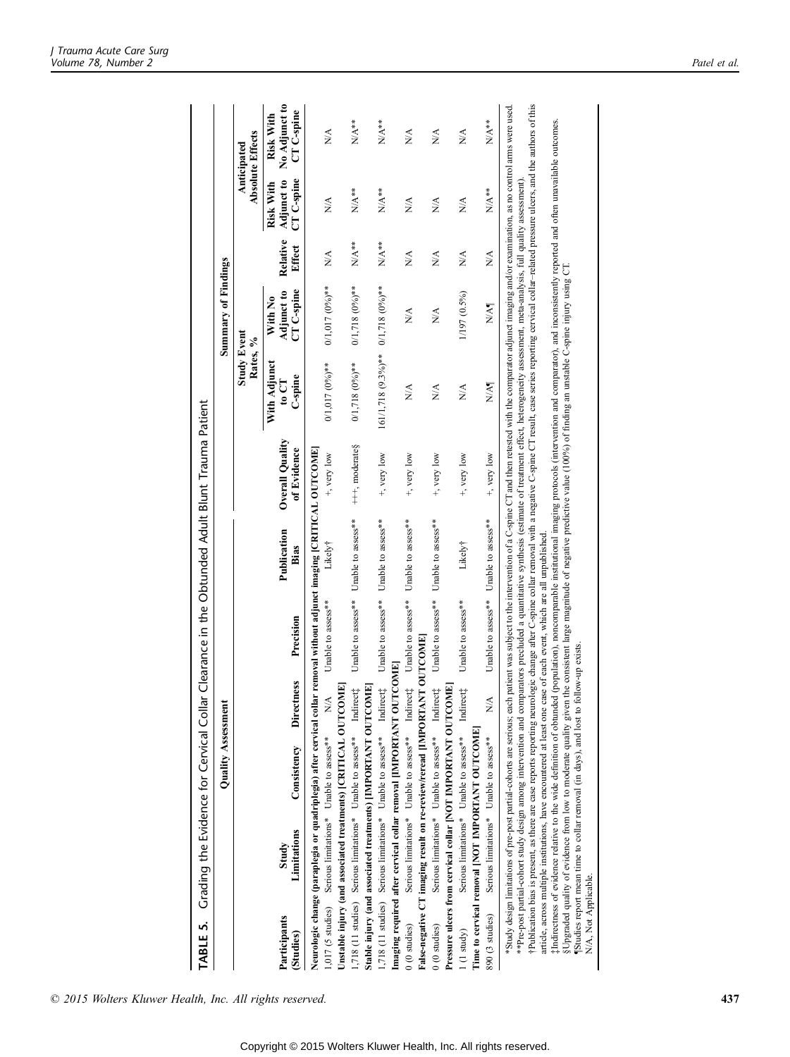**TABLE 5.** Grading the Evidence for Cervical Collar Clearance in the Obtunded Adult Blunt Trauma Patient

| Quality Assessment | | | | | | | Summary of Findings | | | | |
|---|---|---|---|---|---|---|---|---|---|---|---|
| | | | | | | | Study Event Rates, % | | | Anticipated Absolute Effects | |
| Participants (Studies) | Study Limitations | Consistency | Directness | Precision | Publication Bias | Overall Quality of Evidence | With Adjunct to CT C-spine | With No Adjunct to CT C-spine | Relative Effect | Risk With Adjunct to CT C-spine | Risk With No Adjunct to CT C-spine |
| **Neurologic change (paraplegia or quadriplegia) after cervical collar removal without adjunct imaging [CRITICAL OUTCOME]** | | | | | | | | | | | |
| 1,017 (5 studies) | Serious limitations* | Unable to assess** | N/A | Unable to assess** | Likely† | +, very low | 0/1,017 (0%)** | 0/1,017 (0%)** | N/A | N/A | N/A |
| **Unstable injury (and associated treatments) [CRITICAL OUTCOME]** | | | | | | | | | | | |
| 1,718 (11 studies) | Serious limitations* | Unable to assess** | Indirect‡ | Unable to assess** | Unable to assess** | +++, moderate§ | 0/1,718 (0%)** | 0/1,718 (0%)** | N/A** | N/A** | N/A** |
| **Stable injury (and associated treatments) [IMPORTANT OUTCOME]** | | | | | | | | | | | |
| 1,718 (11 studies) | Serious limitations* | Unable to assess** | Indirect‡ | Unable to assess** | Unable to assess** | +, very low | 161/1,718 (9.3%)** | 0/1,718 (0%)** | N/A** | N/A** | N/A** |
| **Imaging required after cervical collar removal [IMPORTANT OUTCOME]** | | | | | | | | | | | |
| 0 (0 studies) | Serious limitations* | Unable to assess** | Indirect‡ | Unable to assess** | Unable to assess** | +, very low | N/A | N/A | N/A | N/A | N/A |
| **False-negative CT imaging result on re-review/reread [IMPORTANT OUTCOME]** | | | | | | | | | | | |
| 0 (0 studies) | Serious limitations* | Unable to assess** | Indirect‡ | Unable to assess** | Unable to assess** | +, very low | N/A | N/A | N/A | N/A | N/A |
| **Pressure ulcers from cervical collar [NOT IMPORTANT OUTCOME]** | | | | | | | | | | | |
| 1 (1 study) | Serious limitations* | Unable to assess** | Indirect‡ | Unable to assess** | Likely† | +, very low | N/A | 1/197 (0.5%) | N/A | N/A | N/A |
| **Time to cervical removal [NOT IMPORTANT OUTCOME]** | | | | | | | | | | | |
| 890 (3 studies) | Serious limitations* | Unable to assess** | N/A | Unable to assess** | Unable to assess** | +, very low | N/A¶ | N/A¶ | N/A | N/A** | N/A** |

*Study design limitations of pre-post partial-cohorts are serious; each patient was subject to the intervention of a C-spine CT and then retested with the comparator adjunct imaging and/or examination, as no control arms were used.
**Pre-post partial-cohort study design among intervention and comparators precluded a quantitative synthesis (estimate of treatment effect, heterogeneity assessment, meta-analysis, full quality assessment).
†Publication bias is present, as there are case reports reporting neurologic change after C-spine collar removal with a negative C-spine CT result, case series reporting cervical collar–related pressure ulcers, and the authors of this article, across multiple institutions, have encountered at least one case of each event, which are all unpublished.
‡Indirectness of evidence relative to the wide definition of obtunded (population), noncomparable institutional imaging protocols (intervention and comparator), and inconsistently reported and often unavailable outcomes.
§Upgraded quality of evidence from low to moderate quality given the consistent large magnitude of negative predictive value (100%) of finding an unstable C-spine injury using CT.
¶Studies report mean time to collar removal (in days), and lost to follow-up exists.
N/A, Not Applicable.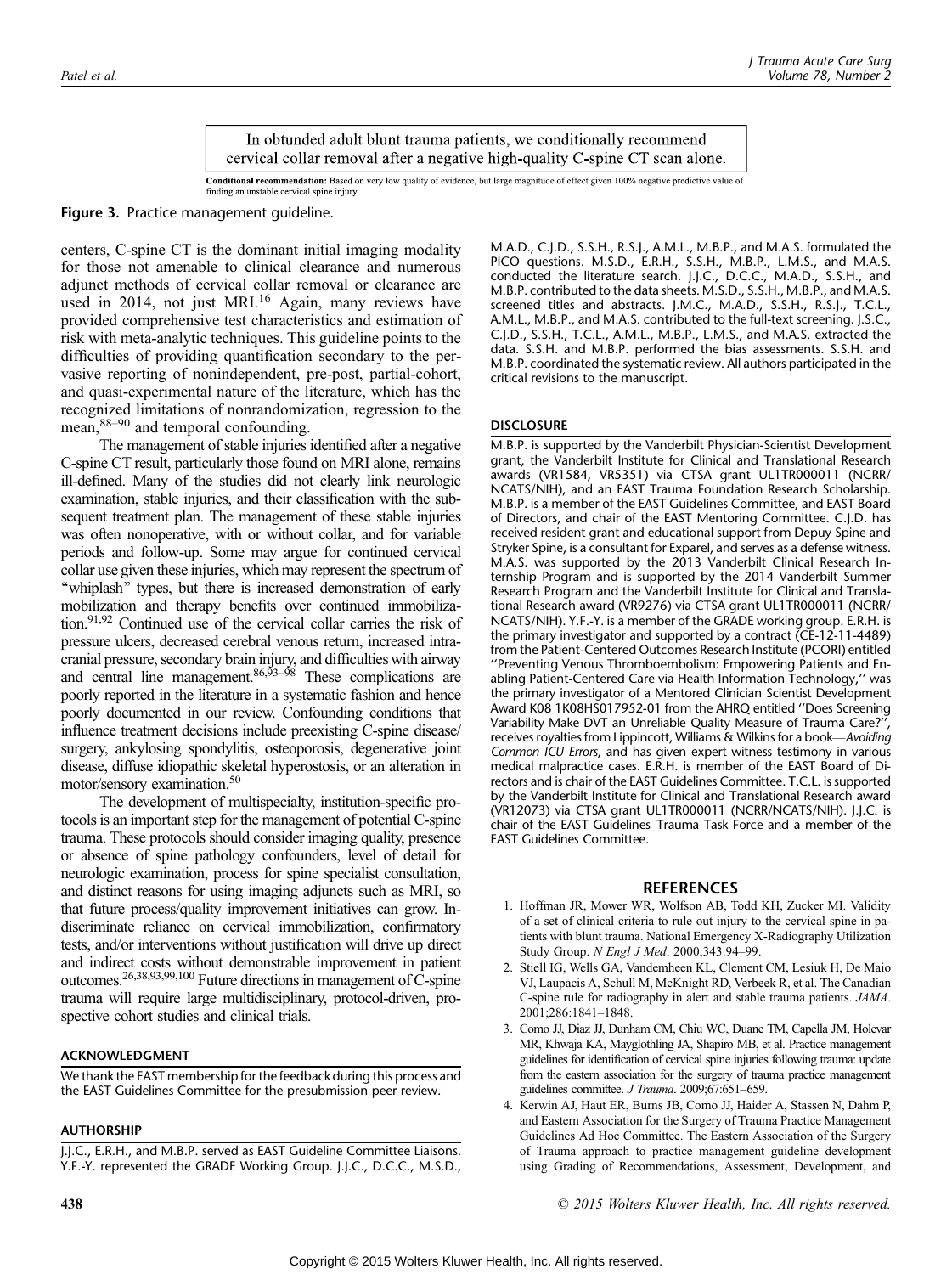In obtunded adult blunt trauma patients, we conditionally recommend cervical collar removal after a negative high-quality C-spine CT scan alone.

**Conditional recommendation:** Based on very low quality of evidence, but large magnitude of effect given 100% negative predictive value of finding an unstable cervical spine injury

**Figure 3.** Practice management guideline.

centers, C-spine CT is the dominant initial imaging modality for those not amenable to clinical clearance and numerous adjunct methods of cervical collar removal or clearance are used in 2014, not just MRI.[16] Again, many reviews have provided comprehensive test characteristics and estimation of risk with meta-analytic techniques. This guideline points to the difficulties of providing quantification secondary to the pervasive reporting of nonindependent, pre-post, partial-cohort, and quasi-experimental nature of the literature, which has the recognized limitations of nonrandomization, regression to the mean,[88–90] and temporal confounding.

The management of stable injuries identified after a negative C-spine CT result, particularly those found on MRI alone, remains ill-defined. Many of the studies did not clearly link neurologic examination, stable injuries, and their classification with the subsequent treatment plan. The management of these stable injuries was often nonoperative, with or without collar, and for variable periods and follow-up. Some may argue for continued cervical collar use given these injuries, which may represent the spectrum of "whiplash" types, but there is increased demonstration of early mobilization and therapy benefits over continued immobilization.[91,92] Continued use of the cervical collar carries the risk of pressure ulcers, decreased cerebral venous return, increased intracranial pressure, secondary brain injury, and difficulties with airway and central line management.[86,93–98] These complications are poorly reported in the literature in a systematic fashion and hence poorly documented in our review. Confounding conditions that influence treatment decisions include preexisting C-spine disease/surgery, ankylosing spondylitis, osteoporosis, degenerative joint disease, diffuse idiopathic skeletal hyperostosis, or an alteration in motor/sensory examination.[50]

The development of multispecialty, institution-specific protocols is an important step for the management of potential C-spine trauma. These protocols should consider imaging quality, presence or absence of spine pathology confounders, level of detail for neurologic examination, process for spine specialist consultation, and distinct reasons for using imaging adjuncts such as MRI, so that future process/quality improvement initiatives can grow. Indiscriminate reliance on cervical immobilization, confirmatory tests, and/or interventions without justification will drive up direct and indirect costs without demonstrable improvement in patient outcomes.[26,38,93,99,100] Future directions in management of C-spine trauma will require large multidisciplinary, protocol-driven, prospective cohort studies and clinical trials.

## ACKNOWLEDGMENT

We thank the EAST membership for the feedback during this process and the EAST Guidelines Committee for the presubmission peer review.

## AUTHORSHIP

J.J.C., E.R.H., and M.B.P. served as EAST Guideline Committee Liaisons. Y.F.-Y. represented the GRADE Working Group. J.J.C., D.C.C., M.S.D., M.A.D., C.J.D., S.S.H., R.S.J., A.M.L., M.B.P., and M.A.S. formulated the PICO questions. M.S.D., E.R.H., S.S.H., M.B.P., L.M.S., and M.A.S. conducted the literature search. J.J.C., D.C.C., M.A.D., S.S.H., and M.B.P. contributed to the data sheets. M.S.D., S.S.H., M.B.P., and M.A.S. screened titles and abstracts. J.M.C., M.A.D., S.S.H., R.S.J., T.C.L., A.M.L., M.B.P., and M.A.S. contributed to the full-text screening. J.S.C., C.J.D., S.S.H., T.C.L., A.M.L., M.B.P., L.M.S., and M.A.S. extracted the data. S.S.H. and M.B.P. performed the bias assessments. S.S.H. and M.B.P. coordinated the systematic review. All authors participated in the critical revisions to the manuscript.

## DISCLOSURE

M.B.P. is supported by the Vanderbilt Physician-Scientist Development grant, the Vanderbilt Institute for Clinical and Translational Research awards (VR1584, VR5351) via CTSA grant UL1TR000011 (NCRR/NCATS/NIH), and an EAST Trauma Foundation Research Scholarship. M.B.P. is a member of the EAST Guidelines Committee, and EAST Board of Directors, and chair of the EAST Mentoring Committee. C.J.D. has received resident grant and educational support from Depuy Spine and Stryker Spine, is a consultant for Exparel, and serves as a defense witness. M.A.S. was supported by the 2013 Vanderbilt Clinical Research Internship Program and is supported by the 2014 Vanderbilt Summer Research Program and the Vanderbilt Institute for Clinical and Translational Research award (VR9276) via CTSA grant UL1TR000011 (NCRR/NCATS/NIH). Y.F.-Y. is a member of the GRADE working group. E.R.H. is the primary investigator and supported by a contract (CE-12-11-4489) from the Patient-Centered Outcomes Research Institute (PCORI) entitled "Preventing Venous Thromboembolism: Empowering Patients and Enabling Patient-Centered Care via Health Information Technology," was the primary investigator of a Mentored Clinician Scientist Development Award K08 1K08HS017952-01 from the AHRQ entitled "Does Screening Variability Make DVT an Unreliable Quality Measure of Trauma Care?", receives royalties from Lippincott, Williams & Wilkins for a book—*Avoiding Common ICU Errors*, and has given expert witness testimony in various medical malpractice cases. E.R.H. is member of the EAST Board of Directors and is chair of the EAST Guidelines Committee. T.C.L. is supported by the Vanderbilt Institute for Clinical and Translational Research award (VR12073) via CTSA grant UL1TR000011 (NCRR/NCATS/NIH). J.J.C. is chair of the EAST Guidelines–Trauma Task Force and a member of the EAST Guidelines Committee.

## REFERENCES

1. Hoffman JR, Mower WR, Wolfson AB, Todd KH, Zucker MI. Validity of a set of clinical criteria to rule out injury to the cervical spine in patients with blunt trauma. National Emergency X-Radiography Utilization Study Group. *N Engl J Med*. 2000;343:94–99.
2. Stiell IG, Wells GA, Vandemheen KL, Clement CM, Lesiuk H, De Maio VJ, Laupacis A, Schull M, McKnight RD, Verbeek R, et al. The Canadian C-spine rule for radiography in alert and stable trauma patients. *JAMA*. 2001;286:1841–1848.
3. Como JJ, Diaz JJ, Dunham CM, Chiu WC, Duane TM, Capella JM, Holevar MR, Khwaja KA, Mayglothling JA, Shapiro MB, et al. Practice management guidelines for identification of cervical spine injuries following trauma: update from the eastern association for the surgery of trauma practice management guidelines committee. *J Trauma*. 2009;67:651–659.
4. Kerwin AJ, Haut ER, Burns JB, Como JJ, Haider A, Stassen N, Dahm P, and Eastern Association for the Surgery of Trauma Practice Management Guidelines Ad Hoc Committee. The Eastern Association of the Surgery of Trauma approach to practice management guideline development using Grading of Recommendations, Assessment, Development, and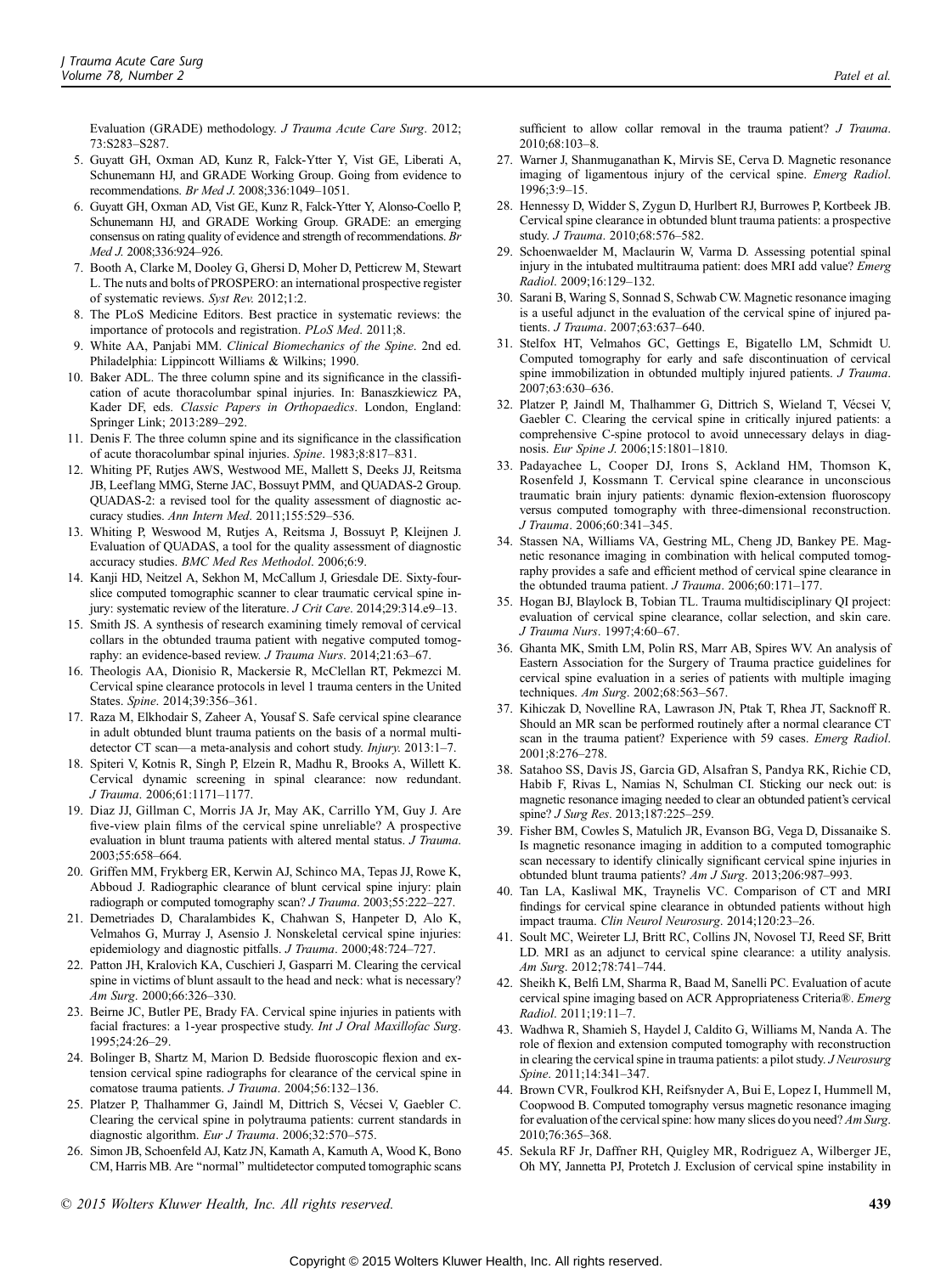Evaluation (GRADE) methodology. *J Trauma Acute Care Surg*. 2012; 73:S283–S287.

5. Guyatt GH, Oxman AD, Kunz R, Falck-Ytter Y, Vist GE, Liberati A, Schunemann HJ, and GRADE Working Group. Going from evidence to recommendations. *Br Med J*. 2008;336:1049–1051.
6. Guyatt GH, Oxman AD, Vist GE, Kunz R, Falck-Ytter Y, Alonso-Coello P, Schunemann HJ, and GRADE Working Group. GRADE: an emerging consensus on rating quality of evidence and strength of recommendations. *Br Med J*. 2008;336:924–926.
7. Booth A, Clarke M, Dooley G, Ghersi D, Moher D, Petticrew M, Stewart L. The nuts and bolts of PROSPERO: an international prospective register of systematic reviews. *Syst Rev*. 2012;1:2.
8. The PLoS Medicine Editors. Best practice in systematic reviews: the importance of protocols and registration. *PLoS Med*. 2011;8.
9. White AA, Panjabi MM. *Clinical Biomechanics of the Spine*. 2nd ed. Philadelphia: Lippincott Williams & Wilkins; 1990.
10. Baker ADL. The three column spine and its significance in the classification of acute thoracolumbar spinal injuries. In: Banaszkiewicz PA, Kader DF, eds. *Classic Papers in Orthopaedics*. London, England: Springer Link; 2013:289–292.
11. Denis F. The three column spine and its significance in the classification of acute thoracolumbar spinal injuries. *Spine*. 1983;8:817–831.
12. Whiting PF, Rutjes AWS, Westwood ME, Mallett S, Deeks JJ, Reitsma JB, Leeflang MMG, Sterne JAC, Bossuyt PMM, and QUADAS-2 Group. QUADAS-2: a revised tool for the quality assessment of diagnostic accuracy studies. *Ann Intern Med*. 2011;155:529–536.
13. Whiting P, Weswood M, Rutjes A, Reitsma J, Bossuyt P, Kleijnen J. Evaluation of QUADAS, a tool for the quality assessment of diagnostic accuracy studies. *BMC Med Res Methodol*. 2006;6:9.
14. Kanji HD, Neitzel A, Sekhon M, McCallum J, Griesdale DE. Sixty-four-slice computed tomographic scanner to clear traumatic cervical spine injury: systematic review of the literature. *J Crit Care*. 2014;29:314.e9–13.
15. Smith JS. A synthesis of research examining timely removal of cervical collars in the obtunded trauma patient with negative computed tomography: an evidence-based review. *J Trauma Nurs*. 2014;21:63–67.
16. Theologis AA, Dionisio R, Mackersie R, McClellan RT, Pekmezci M. Cervical spine clearance protocols in level 1 trauma centers in the United States. *Spine*. 2014;39:356–361.
17. Raza M, Elkhodair S, Zaheer A, Yousaf S. Safe cervical spine clearance in adult obtunded blunt trauma patients on the basis of a normal multidetector CT scan—a meta-analysis and cohort study. *Injury*. 2013:1–7.
18. Spiteri V, Kotnis R, Singh P, Elzein R, Madhu R, Brooks A, Willett K. Cervical dynamic screening in spinal clearance: now redundant. *J Trauma*. 2006;61:1171–1177.
19. Diaz JJ, Gillman C, Morris JA Jr, May AK, Carrillo YM, Guy J. Are five-view plain films of the cervical spine unreliable? A prospective evaluation in blunt trauma patients with altered mental status. *J Trauma*. 2003;55:658–664.
20. Griffen MM, Frykberg ER, Kerwin AJ, Schinco MA, Tepas JJ, Rowe K, Abboud J. Radiographic clearance of blunt cervical spine injury: plain radiograph or computed tomography scan? *J Trauma*. 2003;55:222–227.
21. Demetriades D, Charalambides K, Chahwan S, Hanpeter D, Alo K, Velmahos G, Murray J, Asensio J. Nonskeletal cervical spine injuries: epidemiology and diagnostic pitfalls. *J Trauma*. 2000;48:724–727.
22. Patton JH, Kralovich KA, Cuschieri J, Gasparri M. Clearing the cervical spine in victims of blunt assault to the head and neck: what is necessary? *Am Surg*. 2000;66:326–330.
23. Beirne JC, Butler PE, Brady FA. Cervical spine injuries in patients with facial fractures: a 1-year prospective study. *Int J Oral Maxillofac Surg*. 1995;24:26–29.
24. Bolinger B, Shartz M, Marion D. Bedside fluoroscopic flexion and extension cervical spine radiographs for clearance of the cervical spine in comatose trauma patients. *J Trauma*. 2004;56:132–136.
25. Platzer P, Thalhammer G, Jaindl M, Dittrich S, Vécsei V, Gaebler C. Clearing the cervical spine in polytrauma patients: current standards in diagnostic algorithm. *Eur J Trauma*. 2006;32:570–575.
26. Simon JB, Schoenfeld AJ, Katz JN, Kamath A, Kamuth A, Wood K, Bono CM, Harris MB. Are "normal" multidetector computed tomographic scans sufficient to allow collar removal in the trauma patient? *J Trauma*. 2010;68:103–8.
27. Warner J, Shanmuganathan K, Mirvis SE, Cerva D. Magnetic resonance imaging of ligamentous injury of the cervical spine. *Emerg Radiol*. 1996;3:9–15.
28. Hennessy D, Widder S, Zygun D, Hurlbert RJ, Burrowes P, Kortbeek JB. Cervical spine clearance in obtunded blunt trauma patients: a prospective study. *J Trauma*. 2010;68:576–582.
29. Schoenwaelder M, Maclaurin W, Varma D. Assessing potential spinal injury in the intubated multitrauma patient: does MRI add value? *Emerg Radiol*. 2009;16:129–132.
30. Sarani B, Waring S, Sonnad S, Schwab CW. Magnetic resonance imaging is a useful adjunct in the evaluation of the cervical spine of injured patients. *J Trauma*. 2007;63:637–640.
31. Stelfox HT, Velmahos GC, Gettings E, Bigatello LM, Schmidt U. Computed tomography for early and safe discontinuation of cervical spine immobilization in obtunded multiply injured patients. *J Trauma*. 2007;63:630–636.
32. Platzer P, Jaindl M, Thalhammer G, Dittrich S, Wieland T, Vécsei V, Gaebler C. Clearing the cervical spine in critically injured patients: a comprehensive C-spine protocol to avoid unnecessary delays in diagnosis. *Eur Spine J*. 2006;15:1801–1810.
33. Padayachee L, Cooper DJ, Irons S, Ackland HM, Thomson K, Rosenfeld J, Kossmann T. Cervical spine clearance in unconscious traumatic brain injury patients: dynamic flexion-extension fluoroscopy versus computed tomography with three-dimensional reconstruction. *J Trauma*. 2006;60:341–345.
34. Stassen NA, Williams VA, Gestring ML, Cheng JD, Bankey PE. Magnetic resonance imaging in combination with helical computed tomography provides a safe and efficient method of cervical spine clearance in the obtunded trauma patient. *J Trauma*. 2006;60:171–177.
35. Hogan BJ, Blaylock B, Tobian TL. Trauma multidisciplinary QI project: evaluation of cervical spine clearance, collar selection, and skin care. *J Trauma Nurs*. 1997;4:60–67.
36. Ghanta MK, Smith LM, Polin RS, Marr AB, Spires WV. An analysis of Eastern Association for the Surgery of Trauma practice guidelines for cervical spine evaluation in a series of patients with multiple imaging techniques. *Am Surg*. 2002;68:563–567.
37. Kihiczak D, Novelline RA, Lawrason JN, Ptak T, Rhea JT, Sacknoff R. Should an MR scan be performed routinely after a normal clearance CT scan in the trauma patient? Experience with 59 cases. *Emerg Radiol*. 2001;8:276–278.
38. Satahoo SS, Davis JS, Garcia GD, Alsafran S, Pandya RK, Richie CD, Habib F, Rivas L, Namias N, Schulman CI. Sticking our neck out: is magnetic resonance imaging needed to clear an obtunded patient's cervical spine? *J Surg Res*. 2013;187:225–259.
39. Fisher BM, Cowles S, Matulich JR, Evanson BG, Vega D, Dissanaike S. Is magnetic resonance imaging in addition to a computed tomographic scan necessary to identify clinically significant cervical spine injuries in obtunded blunt trauma patients? *Am J Surg*. 2013;206:987–993.
40. Tan LA, Kasliwal MK, Traynelis VC. Comparison of CT and MRI findings for cervical spine clearance in obtunded patients without high impact trauma. *Clin Neurol Neurosurg*. 2014;120:23–26.
41. Soult MC, Weireter LJ, Britt RC, Collins JN, Novosel TJ, Reed SF, Britt LD. MRI as an adjunct to cervical spine clearance: a utility analysis. *Am Surg*. 2012;78:741–744.
42. Sheikh K, Belfi LM, Sharma R, Baad M, Sanelli PC. Evaluation of acute cervical spine imaging based on ACR Appropriateness Criteria®. *Emerg Radiol*. 2011;19:11–7.
43. Wadhwa R, Shamieh S, Haydel J, Caldito G, Williams M, Nanda A. The role of flexion and extension computed tomography with reconstruction in clearing the cervical spine in trauma patients: a pilot study. *J Neurosurg Spine*. 2011;14:341–347.
44. Brown CVR, Foulkrod KH, Reifsnyder A, Bui E, Lopez I, Hummell M, Coopwood B. Computed tomography versus magnetic resonance imaging for evaluation of the cervical spine: how many slices do you need? *Am Surg*. 2010;76:365–368.
45. Sekula RF Jr, Daffner RH, Quigley MR, Rodriguez A, Wilberger JE, Oh MY, Jannetta PJ, Protetch J. Exclusion of cervical spine instability in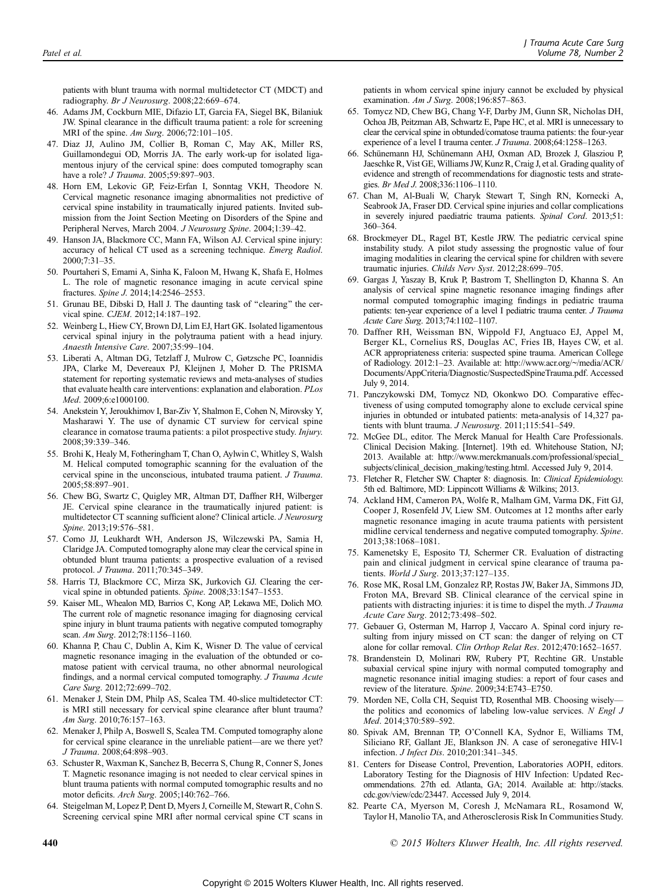patients with blunt trauma with normal multidetector CT (MDCT) and radiography. *Br J Neurosurg*. 2008;22:669–674.

46. Adams JM, Cockburn MIE, Difazio LT, Garcia FA, Siegel BK, Bilaniuk JW. Spinal clearance in the difficult trauma patient: a role for screening MRI of the spine. *Am Surg*. 2006;72:101–105.
47. Diaz JJ, Aulino JM, Collier B, Roman C, May AK, Miller RS, Guillamondegui OD, Morris JA. The early work-up for isolated ligamentous injury of the cervical spine: does computed tomography scan have a role? *J Trauma*. 2005;59:897–903.
48. Horn EM, Lekovic GP, Feiz-Erfan I, Sonntag VKH, Theodore N. Cervical magnetic resonance imaging abnormalities not predictive of cervical spine instability in traumatically injured patients. Invited submission from the Joint Section Meeting on Disorders of the Spine and Peripheral Nerves, March 2004. *J Neurosurg Spine*. 2004;1:39–42.
49. Hanson JA, Blackmore CC, Mann FA, Wilson AJ. Cervical spine injury: accuracy of helical CT used as a screening technique. *Emerg Radiol*. 2000;7:31–35.
50. Pourtaheri S, Emami A, Sinha K, Faloon M, Hwang K, Shafa E, Holmes L. The role of magnetic resonance imaging in acute cervical spine fractures. *Spine J*. 2014;14:2546–2553.
51. Grunau BE, Dibski D, Hall J. The daunting task of "clearing" the cervical spine. *CJEM*. 2012;14:187–192.
52. Weinberg L, Hiew CY, Brown DJ, Lim EJ, Hart GK. Isolated ligamentous cervical spinal injury in the polytrauma patient with a head injury. *Anaesth Intensive Care*. 2007;35:99–104.
53. Liberati A, Altman DG, Tetzlaff J, Mulrow C, Gøtzsche PC, Ioannidis JPA, Clarke M, Devereaux PJ, Kleijnen J, Moher D. The PRISMA statement for reporting systematic reviews and meta-analyses of studies that evaluate health care interventions: explanation and elaboration. *PLos Med*. 2009;6:e1000100.
54. Anekstein Y, Jeroukhimov I, Bar-Ziv Y, Shalmon E, Cohen N, Mirovsky Y, Masharawi Y. The use of dynamic CT surview for cervical spine clearance in comatose trauma patients: a pilot prospective study. *Injury*. 2008;39:339–346.
55. Brohi K, Healy M, Fotheringham T, Chan O, Aylwin C, Whitley S, Walsh M. Helical computed tomographic scanning for the evaluation of the cervical spine in the unconscious, intubated trauma patient. *J Trauma*. 2005;58:897–901.
56. Chew BG, Swartz C, Quigley MR, Altman DT, Daffner RH, Wilberger JE. Cervical spine clearance in the traumatically injured patient: is multidetector CT scanning sufficient alone? Clinical article. *J Neurosurg Spine*. 2013;19:576–581.
57. Como JJ, Leukhardt WH, Anderson JS, Wilczewski PA, Samia H, Claridge JA. Computed tomography alone may clear the cervical spine in obtunded blunt trauma patients: a prospective evaluation of a revised protocol. *J Trauma*. 2011;70:345–349.
58. Harris TJ, Blackmore CC, Mirza SK, Jurkovich GJ. Clearing the cervical spine in obtunded patients. *Spine*. 2008;33:1547–1553.
59. Kaiser ML, Whealon MD, Barrios C, Kong AP, Lekawa ME, Dolich MO. The current role of magnetic resonance imaging for diagnosing cervical spine injury in blunt trauma patients with negative computed tomography scan. *Am Surg*. 2012;78:1156–1160.
60. Khanna P, Chau C, Dublin A, Kim K, Wisner D. The value of cervical magnetic resonance imaging in the evaluation of the obtunded or comatose patient with cervical trauma, no other abnormal neurological findings, and a normal cervical computed tomography. *J Trauma Acute Care Surg*. 2012;72:699–702.
61. Menaker J, Stein DM, Philp AS, Scalea TM. 40-slice multidetector CT: is MRI still necessary for cervical spine clearance after blunt trauma? *Am Surg*. 2010;76:157–163.
62. Menaker J, Philp A, Boswell S, Scalea TM. Computed tomography alone for cervical spine clearance in the unreliable patient—are we there yet? *J Trauma*. 2008;64:898–903.
63. Schuster R, Waxman K, Sanchez B, Becerra S, Chung R, Conner S, Jones T. Magnetic resonance imaging is not needed to clear cervical spines in blunt trauma patients with normal computed tomographic results and no motor deficits. *Arch Surg*. 2005;140:762–766.
64. Steigelman M, Lopez P, Dent D, Myers J, Corneille M, Stewart R, Cohn S. Screening cervical spine MRI after normal cervical spine CT scans in patients in whom cervical spine injury cannot be excluded by physical examination. *Am J Surg*. 2008;196:857–863.
65. Tomycz ND, Chew BG, Chang Y-F, Darby JM, Gunn SR, Nicholas DH, Ochoa JB, Peitzman AB, Schwartz E, Pape HC, et al. MRI is unnecessary to clear the cervical spine in obtunded/comatose trauma patients: the four-year experience of a level I trauma center. *J Trauma*. 2008;64:1258–1263.
66. Schünemann HJ, Schünemann AHJ, Oxman AD, Brozek J, Glasziou P, Jaeschke R, Vist GE, Williams JW, Kunz R, Craig J, et al. Grading quality of evidence and strength of recommendations for diagnostic tests and strategies. *Br Med J*. 2008;336:1106–1110.
67. Chan M, Al-Buali W, Charyk Stewart T, Singh RN, Kornecki A, Seabrook JA, Fraser DD. Cervical spine injuries and collar complications in severely injured paediatric trauma patients. *Spinal Cord*. 2013;51:360–364.
68. Brockmeyer DL, Ragel BT, Kestle JRW. The pediatric cervical spine instability study. A pilot study assessing the prognostic value of four imaging modalities in clearing the cervical spine for children with severe traumatic injuries. *Childs Nerv Syst*. 2012;28:699–705.
69. Gargas J, Yaszay B, Kruk P, Bastrom T, Shellington D, Khanna S. An analysis of cervical spine magnetic resonance imaging findings after normal computed tomographic imaging findings in pediatric trauma patients: ten-year experience of a level I pediatric trauma center. *J Trauma Acute Care Surg*. 2013;74:1102–1107.
70. Daffner RH, Weissman BN, Wippold FJ, Angtuaco EJ, Appel M, Berger KL, Cornelius RS, Douglas AC, Fries IB, Hayes CW, et al. ACR appropriateness criteria: suspected spine trauma. American College of Radiology. 2012:1–23. Available at: http://www.acr.org/~/media/ACR/Documents/AppCriteria/Diagnostic/SuspectedSpineTrauma.pdf. Accessed July 9, 2014.
71. Panczykowski DM, Tomycz ND, Okonkwo DO. Comparative effectiveness of using computed tomography alone to exclude cervical spine injuries in obtunded or intubated patients: meta-analysis of 14,327 patients with blunt trauma. *J Neurosurg*. 2011;115:541–549.
72. McGee DL, editor. The Merck Manual for Health Care Professionals. Clinical Decision Making. [Internet]. 19th ed. Whitehouse Station, NJ; 2013. Available at: http://www.merckmanuals.com/professional/special_subjects/clinical_decision_making/testing.html. Accessed July 9, 2014.
73. Fletcher R, Fletcher SW. Chapter 8: diagnosis. In: *Clinical Epidemiology*. 5th ed. Baltimore, MD: Lippincott Williams & Wilkins; 2013.
74. Ackland HM, Cameron PA, Wolfe R, Malham GM, Varma DK, Fitt GJ, Cooper J, Rosenfeld JV, Liew SM. Outcomes at 12 months after early magnetic resonance imaging in acute trauma patients with persistent midline cervical tenderness and negative computed tomography. *Spine*. 2013;38:1068–1081.
75. Kamenetsky E, Esposito TJ, Schermer CR. Evaluation of distracting pain and clinical judgment in cervical spine clearance of trauma patients. *World J Surg*. 2013;37:127–135.
76. Rose MK, Rosal LM, Gonzalez RP, Rostas JW, Baker JA, Simmons JD, Frotan MA, Brevard SB. Clinical clearance of the cervical spine in patients with distracting injuries: it is time to dispel the myth. *J Trauma Acute Care Surg*. 2012;73:498–502.
77. Gebauer G, Osterman M, Harrop J, Vaccaro A. Spinal cord injury resulting from injury missed on CT scan: the danger of relying on CT alone for collar removal. *Clin Orthop Relat Res*. 2012;470:1652–1657.
78. Brandenstein D, Molinari RW, Rubery PT, Rechtine GR. Unstable subaxial cervical spine injury with normal computed tomography and magnetic resonance initial imaging studies: a report of four cases and review of the literature. *Spine*. 2009;34:E743–E750.
79. Morden NE, Colla CH, Sequist TD, Rosenthal MB. Choosing wisely—the politics and economics of labeling low-value services. *N Engl J Med*. 2014;370:589–592.
80. Spivak AM, Brennan TP, O'Connell KA, Sydnor E, Williams TM, Siliciano RF, Gallant JE, Blankson JN. A case of seronegative HIV-1 infection. *J Infect Dis*. 2010;201:341–345.
81. Centers for Disease Control, Prevention, Laboratories AOPH, editors. Laboratory Testing for the Diagnosis of HIV Infection: Updated Recommendations. 27th ed. Atlanta, GA; 2014. Available at: http://stacks.cdc.gov/view/cdc/23447. Accessed July 9, 2014.
82. Pearte CA, Myerson M, Coresh J, McNamara RL, Rosamond W, Taylor H, Manolio TA, and Atherosclerosis Risk In Communities Study.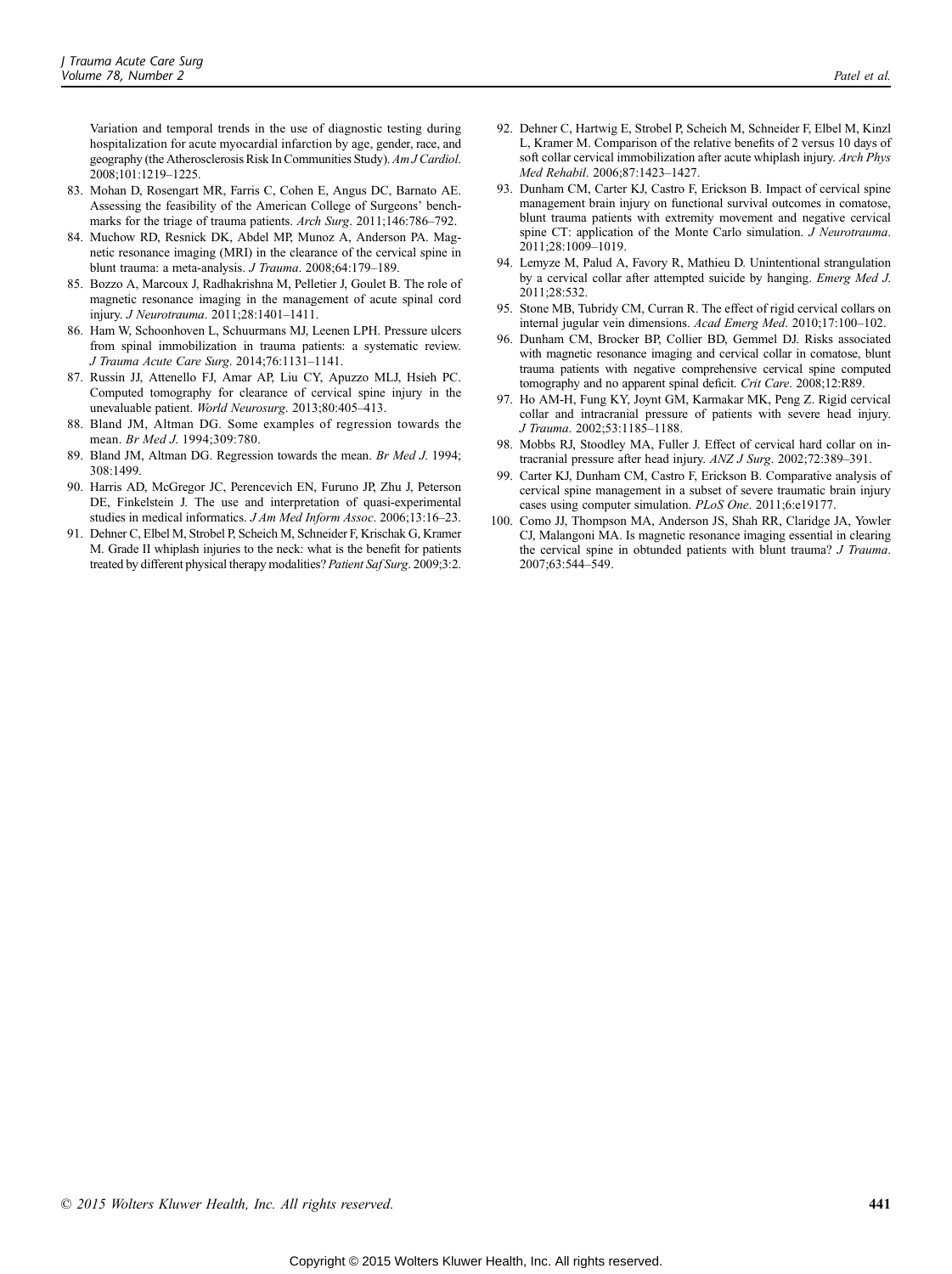Variation and temporal trends in the use of diagnostic testing during hospitalization for acute myocardial infarction by age, gender, race, and geography (the Atherosclerosis Risk In Communities Study). *Am J Cardiol*. 2008;101:1219–1225.

83. Mohan D, Rosengart MR, Farris C, Cohen E, Angus DC, Barnato AE. Assessing the feasibility of the American College of Surgeons' benchmarks for the triage of trauma patients. *Arch Surg*. 2011;146:786–792.
84. Muchow RD, Resnick DK, Abdel MP, Munoz A, Anderson PA. Magnetic resonance imaging (MRI) in the clearance of the cervical spine in blunt trauma: a meta-analysis. *J Trauma*. 2008;64:179–189.
85. Bozzo A, Marcoux J, Radhakrishna M, Pelletier J, Goulet B. The role of magnetic resonance imaging in the management of acute spinal cord injury. *J Neurotrauma*. 2011;28:1401–1411.
86. Ham W, Schoonhoven L, Schuurmans MJ, Leenen LPH. Pressure ulcers from spinal immobilization in trauma patients: a systematic review. *J Trauma Acute Care Surg*. 2014;76:1131–1141.
87. Russin JJ, Attenello FJ, Amar AP, Liu CY, Apuzzo MLJ, Hsieh PC. Computed tomography for clearance of cervical spine injury in the unevaluable patient. *World Neurosurg*. 2013;80:405–413.
88. Bland JM, Altman DG. Some examples of regression towards the mean. *Br Med J*. 1994;309:780.
89. Bland JM, Altman DG. Regression towards the mean. *Br Med J*. 1994; 308:1499.
90. Harris AD, McGregor JC, Perencevich EN, Furuno JP, Zhu J, Peterson DE, Finkelstein J. The use and interpretation of quasi-experimental studies in medical informatics. *J Am Med Inform Assoc*. 2006;13:16–23.
91. Dehner C, Elbel M, Strobel P, Scheich M, Schneider F, Krischak G, Kramer M. Grade II whiplash injuries to the neck: what is the benefit for patients treated by different physical therapy modalities? *Patient Saf Surg*. 2009;3:2.
92. Dehner C, Hartwig E, Strobel P, Scheich M, Schneider F, Elbel M, Kinzl L, Kramer M. Comparison of the relative benefits of 2 versus 10 days of soft collar cervical immobilization after acute whiplash injury. *Arch Phys Med Rehabil*. 2006;87:1423–1427.
93. Dunham CM, Carter KJ, Castro F, Erickson B. Impact of cervical spine management brain injury on functional survival outcomes in comatose, blunt trauma patients with extremity movement and negative cervical spine CT: application of the Monte Carlo simulation. *J Neurotrauma*. 2011;28:1009–1019.
94. Lemyze M, Palud A, Favory R, Mathieu D. Unintentional strangulation by a cervical collar after attempted suicide by hanging. *Emerg Med J*. 2011;28:532.
95. Stone MB, Tubridy CM, Curran R. The effect of rigid cervical collars on internal jugular vein dimensions. *Acad Emerg Med*. 2010;17:100–102.
96. Dunham CM, Brocker BP, Collier BD, Gemmel DJ. Risks associated with magnetic resonance imaging and cervical collar in comatose, blunt trauma patients with negative comprehensive cervical spine computed tomography and no apparent spinal deficit. *Crit Care*. 2008;12:R89.
97. Ho AM-H, Fung KY, Joynt GM, Karmakar MK, Peng Z. Rigid cervical collar and intracranial pressure of patients with severe head injury. *J Trauma*. 2002;53:1185–1188.
98. Mobbs RJ, Stoodley MA, Fuller J. Effect of cervical hard collar on intracranial pressure after head injury. *ANZ J Surg*. 2002;72:389–391.
99. Carter KJ, Dunham CM, Castro F, Erickson B. Comparative analysis of cervical spine management in a subset of severe traumatic brain injury cases using computer simulation. *PLoS One*. 2011;6:e19177.
100. Como JJ, Thompson MA, Anderson JS, Shah RR, Claridge JA, Yowler CJ, Malangoni MA. Is magnetic resonance imaging essential in clearing the cervical spine in obtunded patients with blunt trauma? *J Trauma*. 2007;63:544–549.